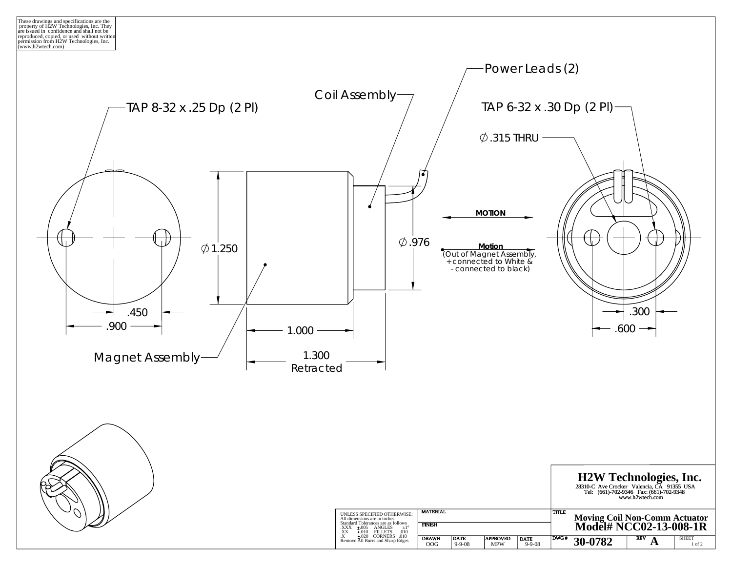These drawings and specifications are the property of H2W Technologies, Inc. They are issued in confidence and shall not be reproduced, copied, or used without written permission from H2W Technologies, Inc. (www.h2wtech.com)

TAP 8-32 x .25 Dp (2 Pl)

Coil Assembly

Power Leads (2)

TAP 6-32 x .30 Dp (2 Pl)

∅.315 THRU

MOTION

**Motion**
(Out of Magnet Assembly, + connected to White & - connected to black)

∅1.250

∅.976

.450

.900

1.000

1.300
Retracted

.300

.600

Magnet Assembly

# H2W Technologies, Inc.

28310-C Ave Crocker Valencia, CA 91355 USA
Tel: (661)-702-9346 Fax: (661)-702-9348
www.h2wtech.com

| UNLESS SPECIFIED OTHERWISE: All dimensions are in inches. Standard Tolerances are as follows .XXX ±.005 ANGLES ±1° .XX ±.010 FILLETS .010 .X ±.020 CORNERS .010 Remove All Burrs and Sharp Edges | MATERIAL | | | | TITLE Moving Coil Non-Comm Actuator Model# NCC02-13-008-1R | | |
|---|---|---|---|---|---|---|---|
| | FINISH | | | | | | |
| | DRAWN OOG | DATE 9-9-08 | APPROVED MPW | DATE 9-9-08 | DWG # 30-0782 | REV A | SHEET 1 of 2 |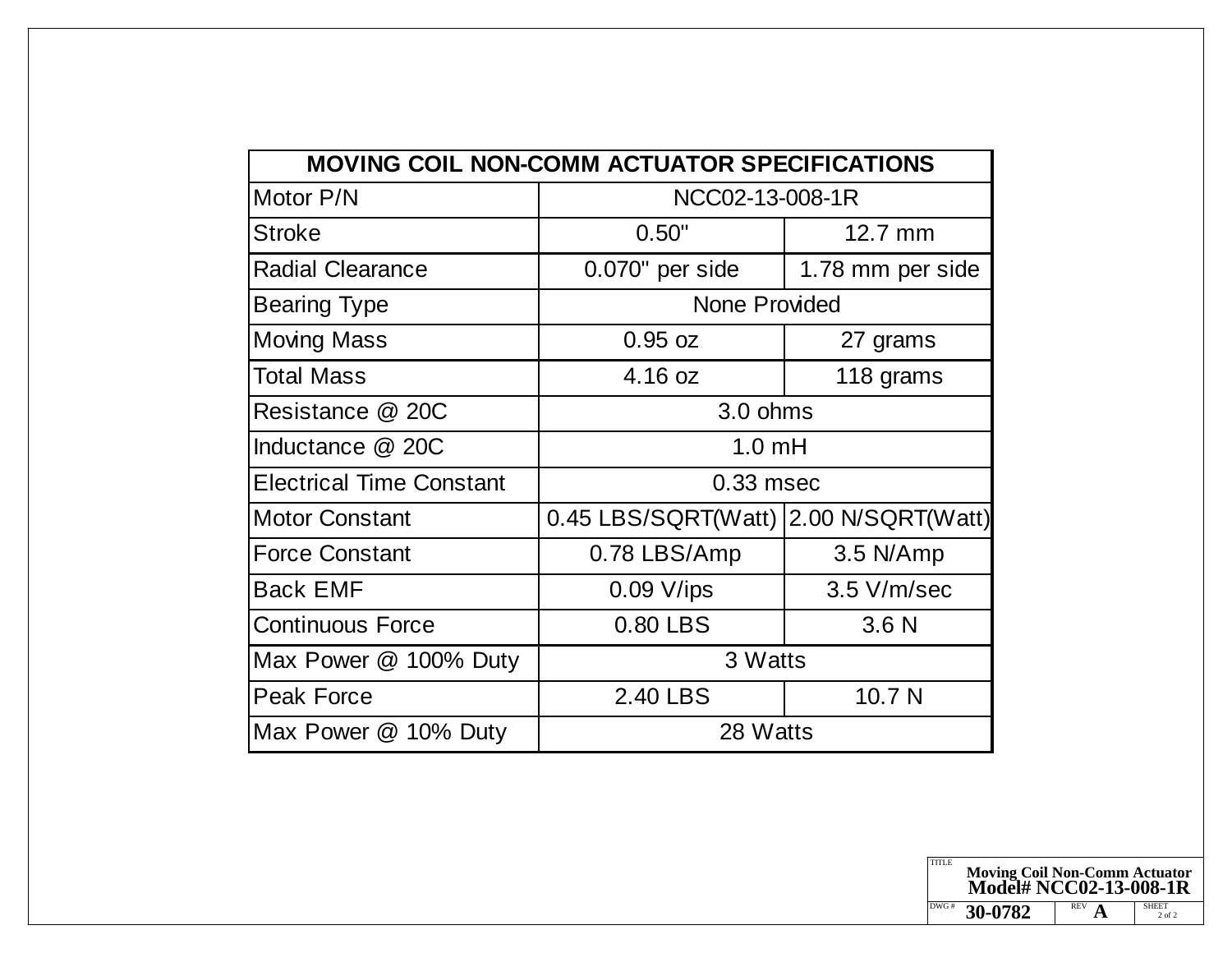| MOVING COIL NON-COMM ACTUATOR SPECIFICATIONS | | |
|---|---|---|
| Motor P/N | NCC02-13-008-1R | |
| Stroke | 0.50" | 12.7 mm |
| Radial Clearance | 0.070" per side | 1.78 mm per side |
| Bearing Type | None Provided | |
| Moving Mass | 0.95 oz | 27 grams |
| Total Mass | 4.16 oz | 118 grams |
| Resistance @ 20C | 3.0 ohms | |
| Inductance @ 20C | 1.0 mH | |
| Electrical Time Constant | 0.33 msec | |
| Motor Constant | 0.45 LBS/SQRT(Watt) | 2.00 N/SQRT(Watt) |
| Force Constant | 0.78 LBS/Amp | 3.5 N/Amp |
| Back EMF | 0.09 V/ips | 3.5 V/m/sec |
| Continuous Force | 0.80 LBS | 3.6 N |
| Max Power @ 100% Duty | 3 Watts | |
| Peak Force | 2.40 LBS | 10.7 N |
| Max Power @ 10% Duty | 28 Watts | |

TITLE **Moving Coil Non-Comm Actuator**
**Model# NCC02-13-008-1R**

DWG # **30-0782** REV **A** SHEET 2 of 2